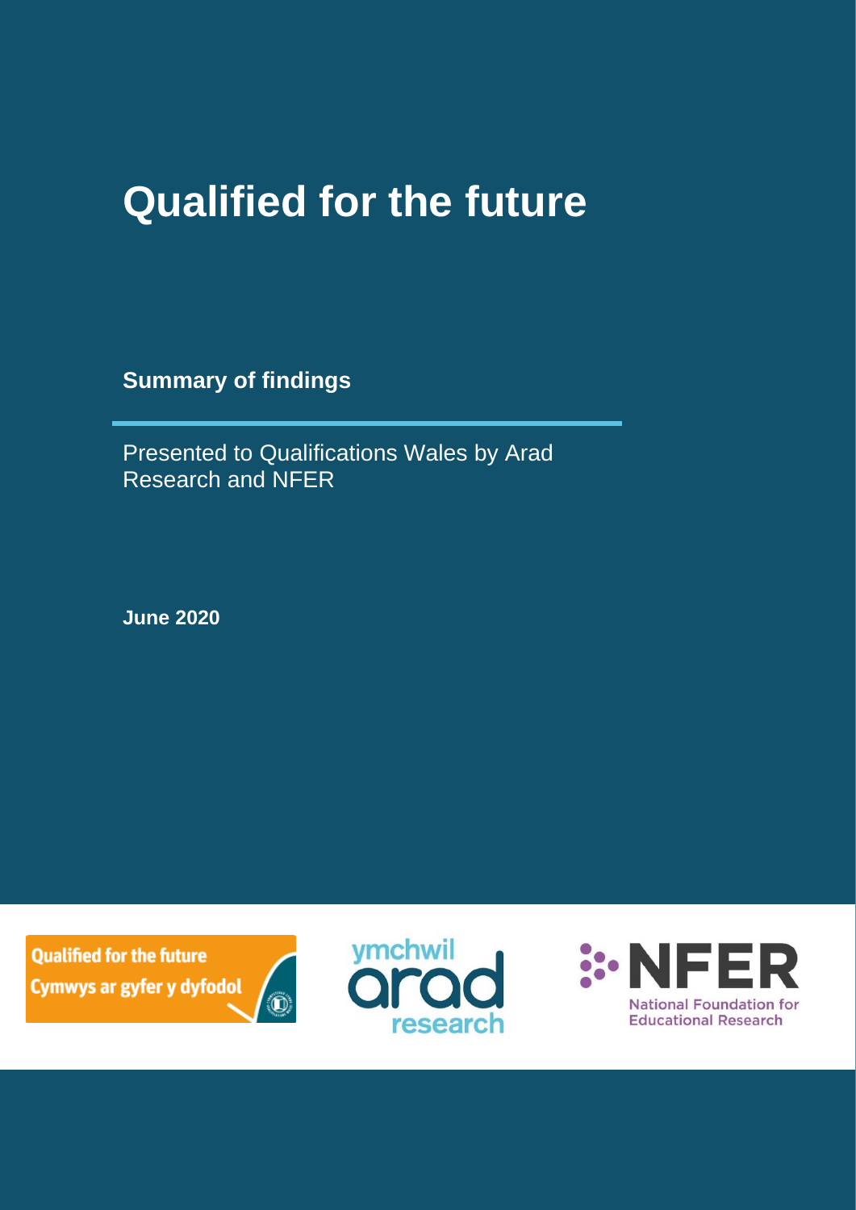# Qualified for the future

**Summary of findings**

Presented to Qualifications Wales by Arad Research and NFER

**June 2020**

Qualified for the future
Cymwys ar gyfer y dyfodol

ymchwil arad research

NFER
National Foundation for Educational Research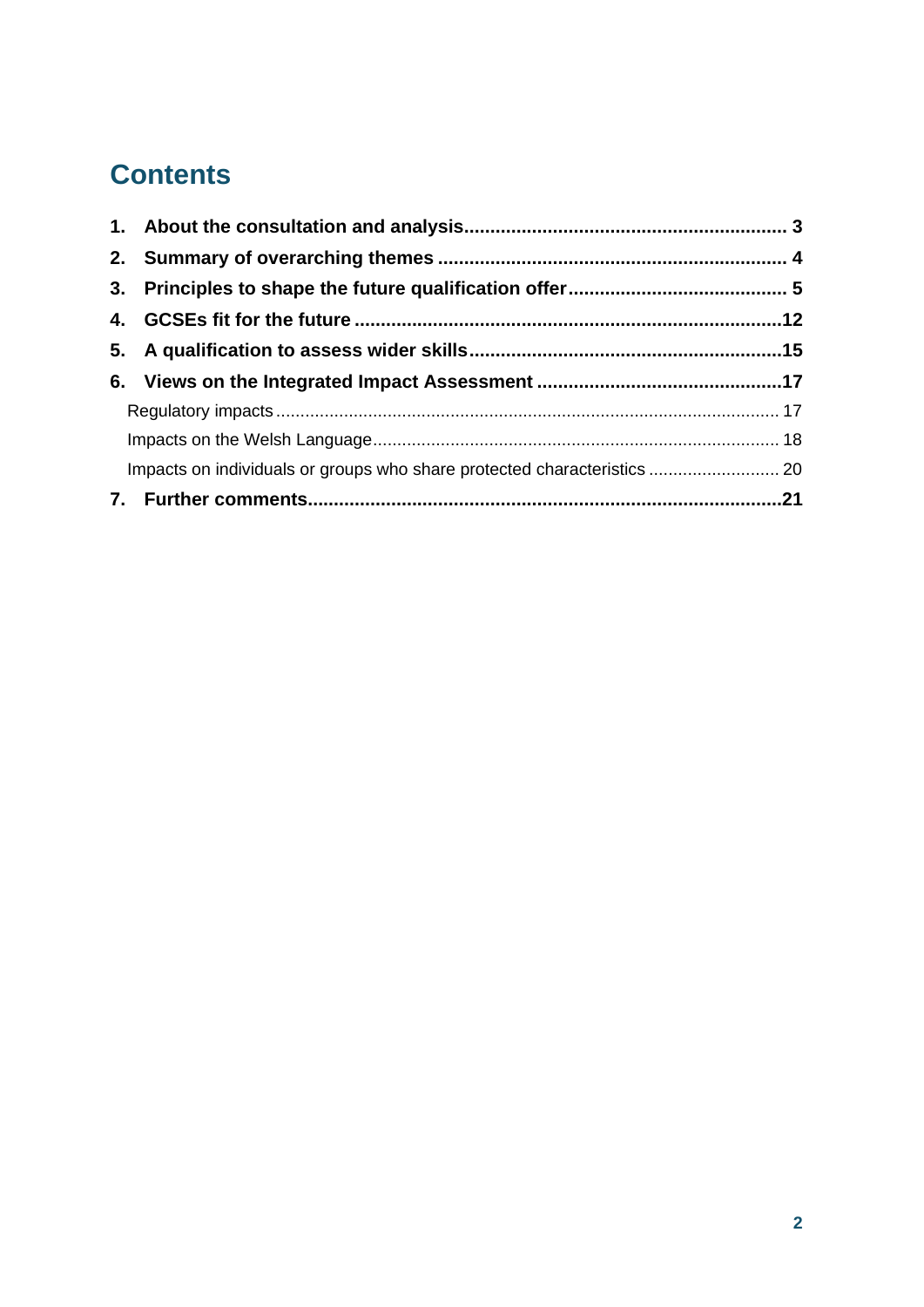# Contents

1. **About the consultation and analysis** ... 3
2. **Summary of overarching themes** ... 4
3. **Principles to shape the future qualification offer** ... 5
4. **GCSEs fit for the future** ... 12
5. **A qualification to assess wider skills** ... 15
6. **Views on the Integrated Impact Assessment** ... 17
   - Regulatory impacts ... 17
   - Impacts on the Welsh Language ... 18
   - Impacts on individuals or groups who share protected characteristics ... 20
7. **Further comments** ... 21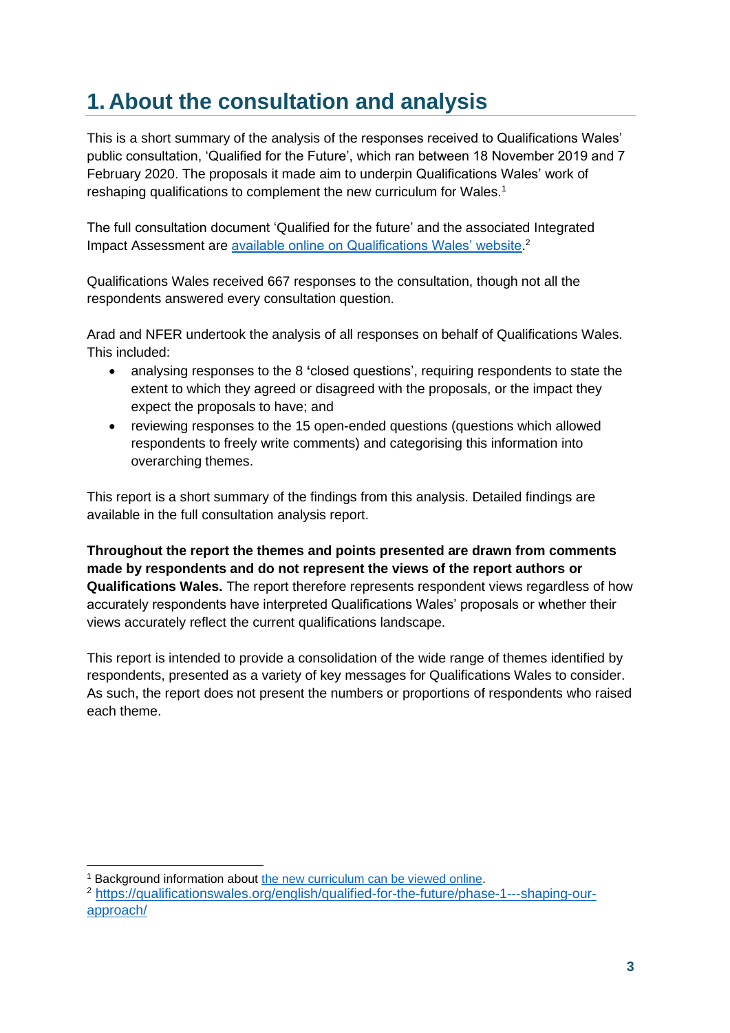# 1. About the consultation and analysis

This is a short summary of the analysis of the responses received to Qualifications Wales' public consultation, 'Qualified for the Future', which ran between 18 November 2019 and 7 February 2020. The proposals it made aim to underpin Qualifications Wales' work of reshaping qualifications to complement the new curriculum for Wales.[1]

The full consultation document 'Qualified for the future' and the associated Integrated Impact Assessment are [available online on Qualifications Wales' website](https://qualificationswales.org/english/qualified-for-the-future/phase-1---shaping-our-approach/).[2]

Qualifications Wales received 667 responses to the consultation, though not all the respondents answered every consultation question.

Arad and NFER undertook the analysis of all responses on behalf of Qualifications Wales. This included:

- analysing responses to the 8 'closed questions', requiring respondents to state the extent to which they agreed or disagreed with the proposals, or the impact they expect the proposals to have; and
- reviewing responses to the 15 open-ended questions (questions which allowed respondents to freely write comments) and categorising this information into overarching themes.

This report is a short summary of the findings from this analysis. Detailed findings are available in the full consultation analysis report.

**Throughout the report the themes and points presented are drawn from comments made by respondents and do not represent the views of the report authors or Qualifications Wales.** The report therefore represents respondent views regardless of how accurately respondents have interpreted Qualifications Wales' proposals or whether their views accurately reflect the current qualifications landscape.

This report is intended to provide a consolidation of the wide range of themes identified by respondents, presented as a variety of key messages for Qualifications Wales to consider. As such, the report does not present the numbers or proportions of respondents who raised each theme.

---

[1] Background information about the new curriculum can be viewed online.

[2] https://qualificationswales.org/english/qualified-for-the-future/phase-1---shaping-our-approach/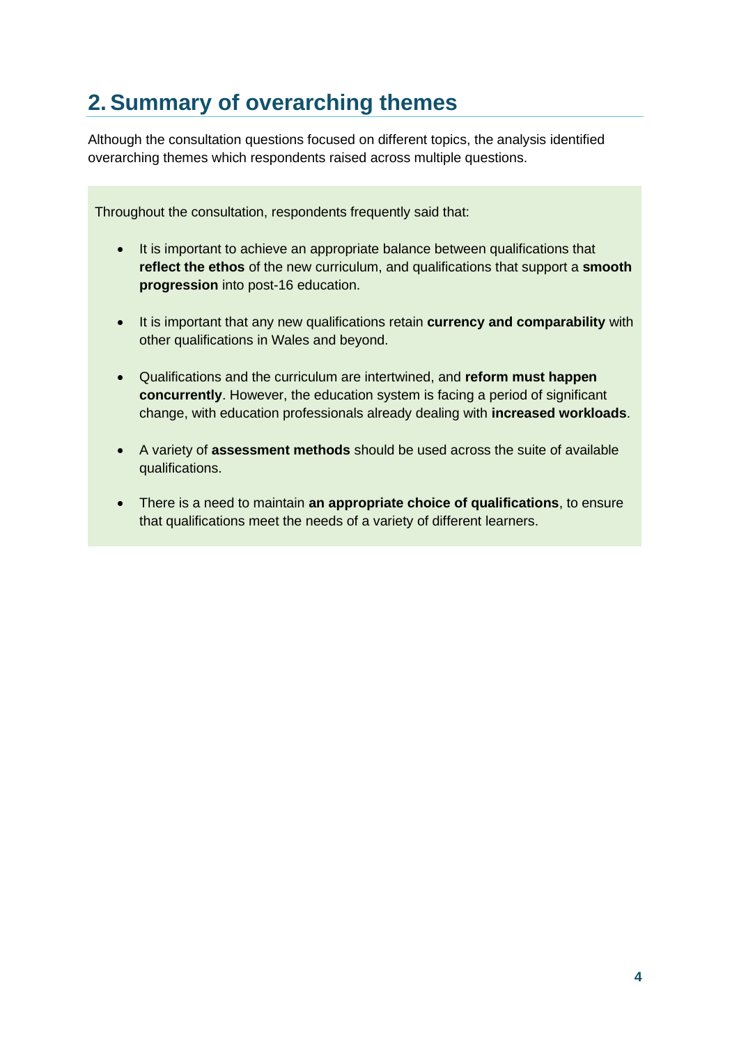## 2. Summary of overarching themes

Although the consultation questions focused on different topics, the analysis identified overarching themes which respondents raised across multiple questions.

Throughout the consultation, respondents frequently said that:

- It is important to achieve an appropriate balance between qualifications that **reflect the ethos** of the new curriculum, and qualifications that support a **smooth progression** into post-16 education.
- It is important that any new qualifications retain **currency and comparability** with other qualifications in Wales and beyond.
- Qualifications and the curriculum are intertwined, and **reform must happen concurrently**. However, the education system is facing a period of significant change, with education professionals already dealing with **increased workloads**.
- A variety of **assessment methods** should be used across the suite of available qualifications.
- There is a need to maintain **an appropriate choice of qualifications**, to ensure that qualifications meet the needs of a variety of different learners.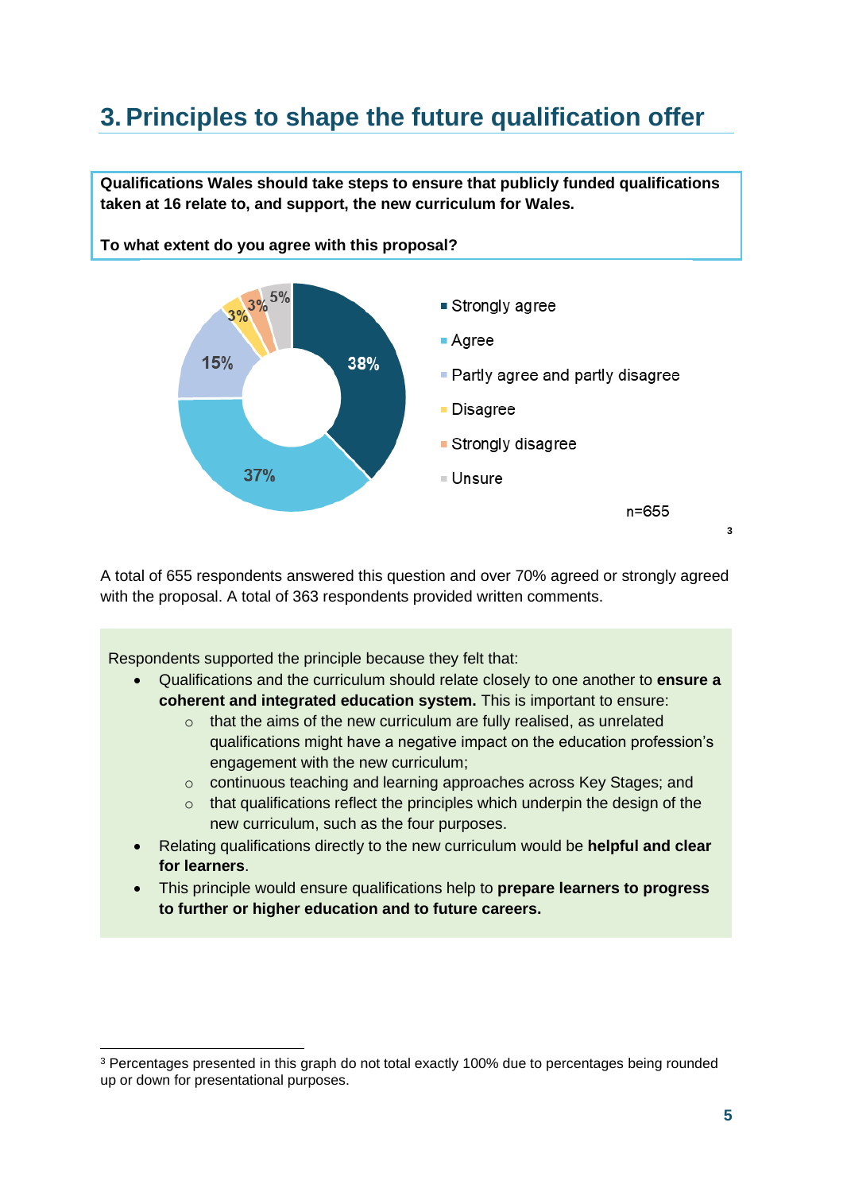# 3. Principles to shape the future qualification offer

**Qualifications Wales should take steps to ensure that publicly funded qualifications taken at 16 relate to, and support, the new curriculum for Wales.**

**To what extent do you agree with this proposal?**

| Response | Percentage |
|---|---|
| Strongly agree | 38% |
| Agree | 37% |
| Partly agree and partly disagree | 15% |
| Disagree | 3% |
| Strongly disagree | 3% |
| Unsure | 5% |

n=655 [3]

A total of 655 respondents answered this question and over 70% agreed or strongly agreed with the proposal. A total of 363 respondents provided written comments.

Respondents supported the principle because they felt that:

- Qualifications and the curriculum should relate closely to one another to **ensure a coherent and integrated education system.** This is important to ensure:
  - that the aims of the new curriculum are fully realised, as unrelated qualifications might have a negative impact on the education profession's engagement with the new curriculum;
  - continuous teaching and learning approaches across Key Stages; and
  - that qualifications reflect the principles which underpin the design of the new curriculum, such as the four purposes.
- Relating qualifications directly to the new curriculum would be **helpful and clear for learners**.
- This principle would ensure qualifications help to **prepare learners to progress to further or higher education and to future careers.**

[3] Percentages presented in this graph do not total exactly 100% due to percentages being rounded up or down for presentational purposes.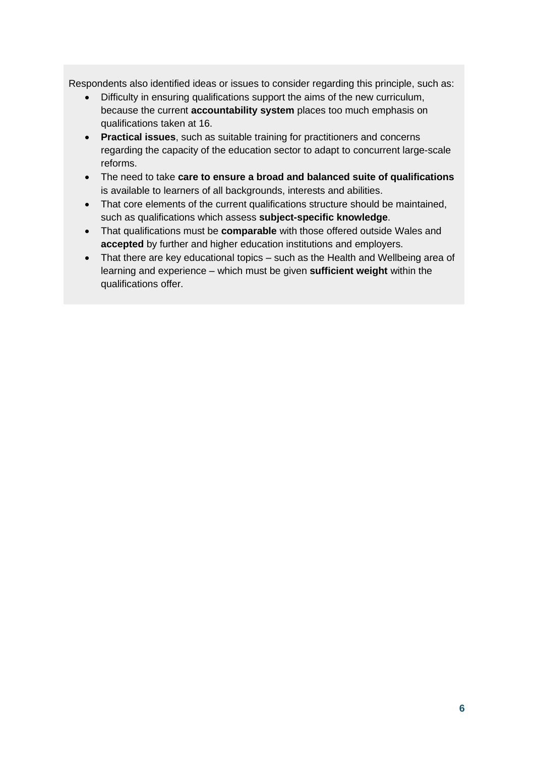Respondents also identified ideas or issues to consider regarding this principle, such as:

- Difficulty in ensuring qualifications support the aims of the new curriculum, because the current **accountability system** places too much emphasis on qualifications taken at 16.
- **Practical issues**, such as suitable training for practitioners and concerns regarding the capacity of the education sector to adapt to concurrent large-scale reforms.
- The need to take **care to ensure a broad and balanced suite of qualifications** is available to learners of all backgrounds, interests and abilities.
- That core elements of the current qualifications structure should be maintained, such as qualifications which assess **subject-specific knowledge**.
- That qualifications must be **comparable** with those offered outside Wales and **accepted** by further and higher education institutions and employers.
- That there are key educational topics – such as the Health and Wellbeing area of learning and experience – which must be given **sufficient weight** within the qualifications offer.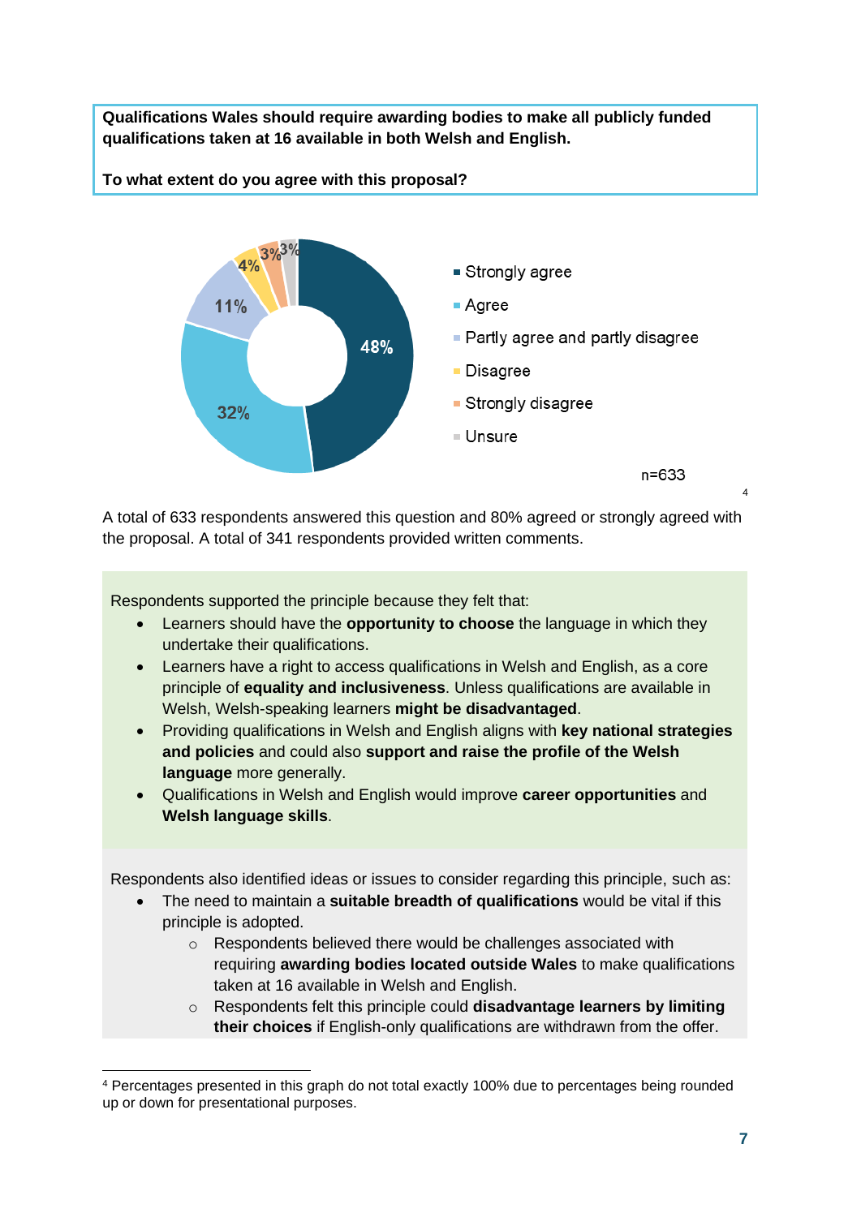**Qualifications Wales should require awarding bodies to make all publicly funded qualifications taken at 16 available in both Welsh and English.**

**To what extent do you agree with this proposal?**

| Response | % |
|---|---|
| Strongly agree | 48% |
| Agree | 32% |
| Partly agree and partly disagree | 11% |
| Disagree | 4% |
| Strongly disagree | 3% |
| Unsure | 3% |

n=633 [4]

A total of 633 respondents answered this question and 80% agreed or strongly agreed with the proposal. A total of 341 respondents provided written comments.

Respondents supported the principle because they felt that:

- Learners should have the **opportunity to choose** the language in which they undertake their qualifications.
- Learners have a right to access qualifications in Welsh and English, as a core principle of **equality and inclusiveness**. Unless qualifications are available in Welsh, Welsh-speaking learners **might be disadvantaged**.
- Providing qualifications in Welsh and English aligns with **key national strategies and policies** and could also **support and raise the profile of the Welsh language** more generally.
- Qualifications in Welsh and English would improve **career opportunities** and **Welsh language skills**.

Respondents also identified ideas or issues to consider regarding this principle, such as:

- The need to maintain a **suitable breadth of qualifications** would be vital if this principle is adopted.
  - Respondents believed there would be challenges associated with requiring **awarding bodies located outside Wales** to make qualifications taken at 16 available in Welsh and English.
  - Respondents felt this principle could **disadvantage learners by limiting their choices** if English-only qualifications are withdrawn from the offer.

[4] Percentages presented in this graph do not total exactly 100% due to percentages being rounded up or down for presentational purposes.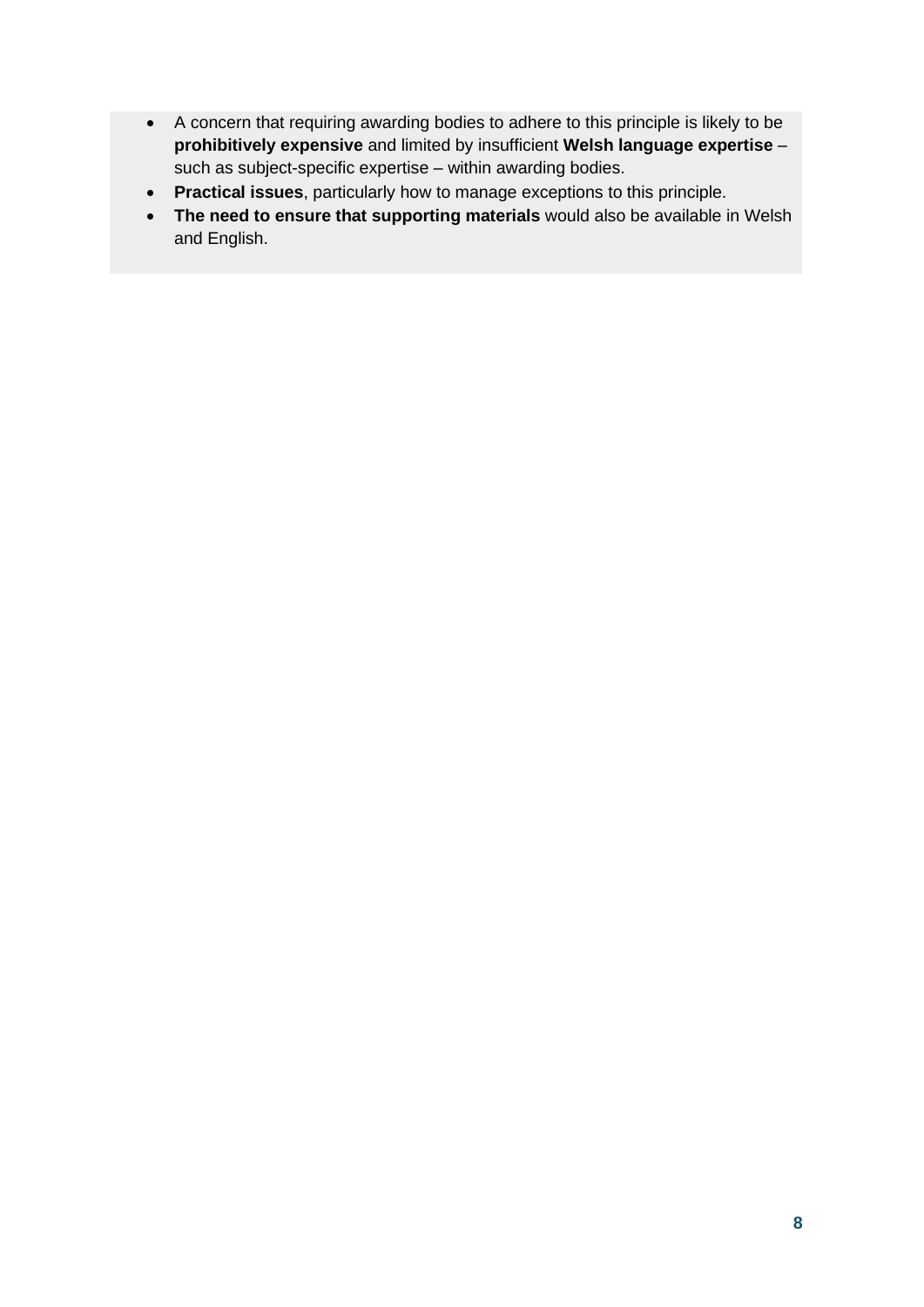- A concern that requiring awarding bodies to adhere to this principle is likely to be **prohibitively expensive** and limited by insufficient **Welsh language expertise** – such as subject-specific expertise – within awarding bodies.
- **Practical issues**, particularly how to manage exceptions to this principle.
- **The need to ensure that supporting materials** would also be available in Welsh and English.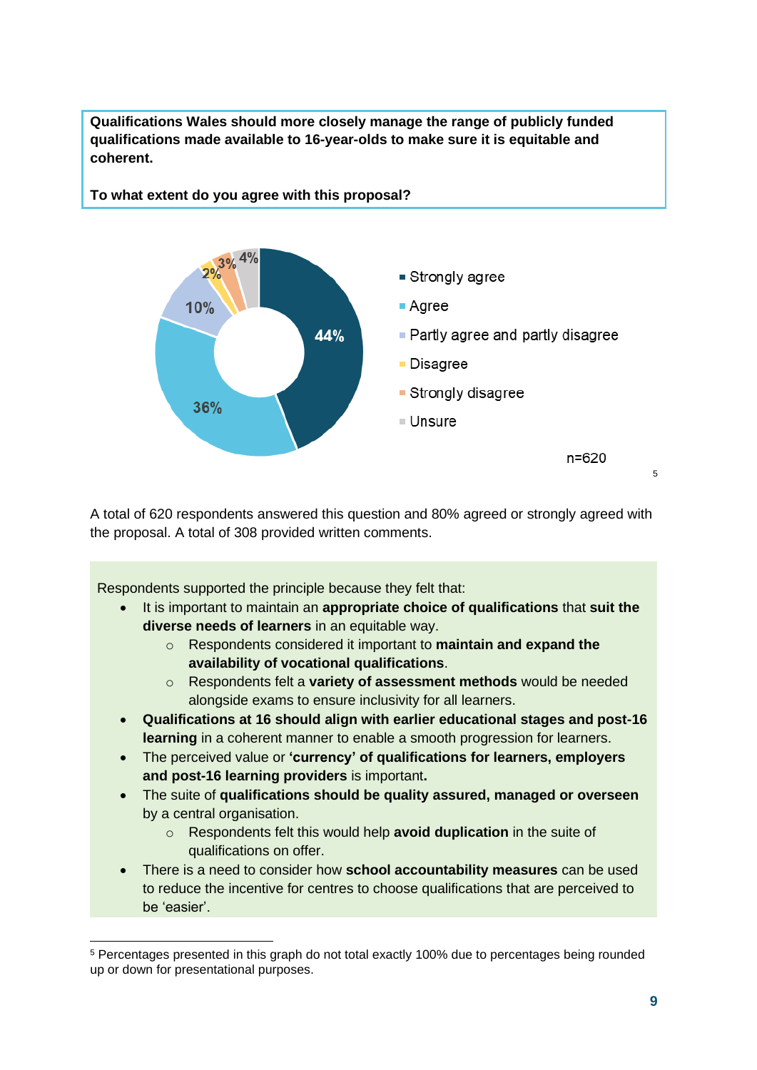**Qualifications Wales should more closely manage the range of publicly funded qualifications made available to 16-year-olds to make sure it is equitable and coherent.**

**To what extent do you agree with this proposal?**

- Strongly agree: 44%
- Agree: 36%
- Partly agree and partly disagree: 10%
- Disagree: 2%
- Strongly disagree: 3%
- Unsure: 4%

n=620

[5]

A total of 620 respondents answered this question and 80% agreed or strongly agreed with the proposal. A total of 308 provided written comments.

Respondents supported the principle because they felt that:

- It is important to maintain an **appropriate choice of qualifications** that **suit the diverse needs of learners** in an equitable way.
    - Respondents considered it important to **maintain and expand the availability of vocational qualifications**.
    - Respondents felt a **variety of assessment methods** would be needed alongside exams to ensure inclusivity for all learners.
- **Qualifications at 16 should align with earlier educational stages and post-16 learning** in a coherent manner to enable a smooth progression for learners.
- The perceived value or **'currency' of qualifications for learners, employers and post-16 learning providers** is important**.**
- The suite of **qualifications should be quality assured, managed or overseen** by a central organisation.
    - Respondents felt this would help **avoid duplication** in the suite of qualifications on offer.
- There is a need to consider how **school accountability measures** can be used to reduce the incentive for centres to choose qualifications that are perceived to be 'easier'.

[5] Percentages presented in this graph do not total exactly 100% due to percentages being rounded up or down for presentational purposes.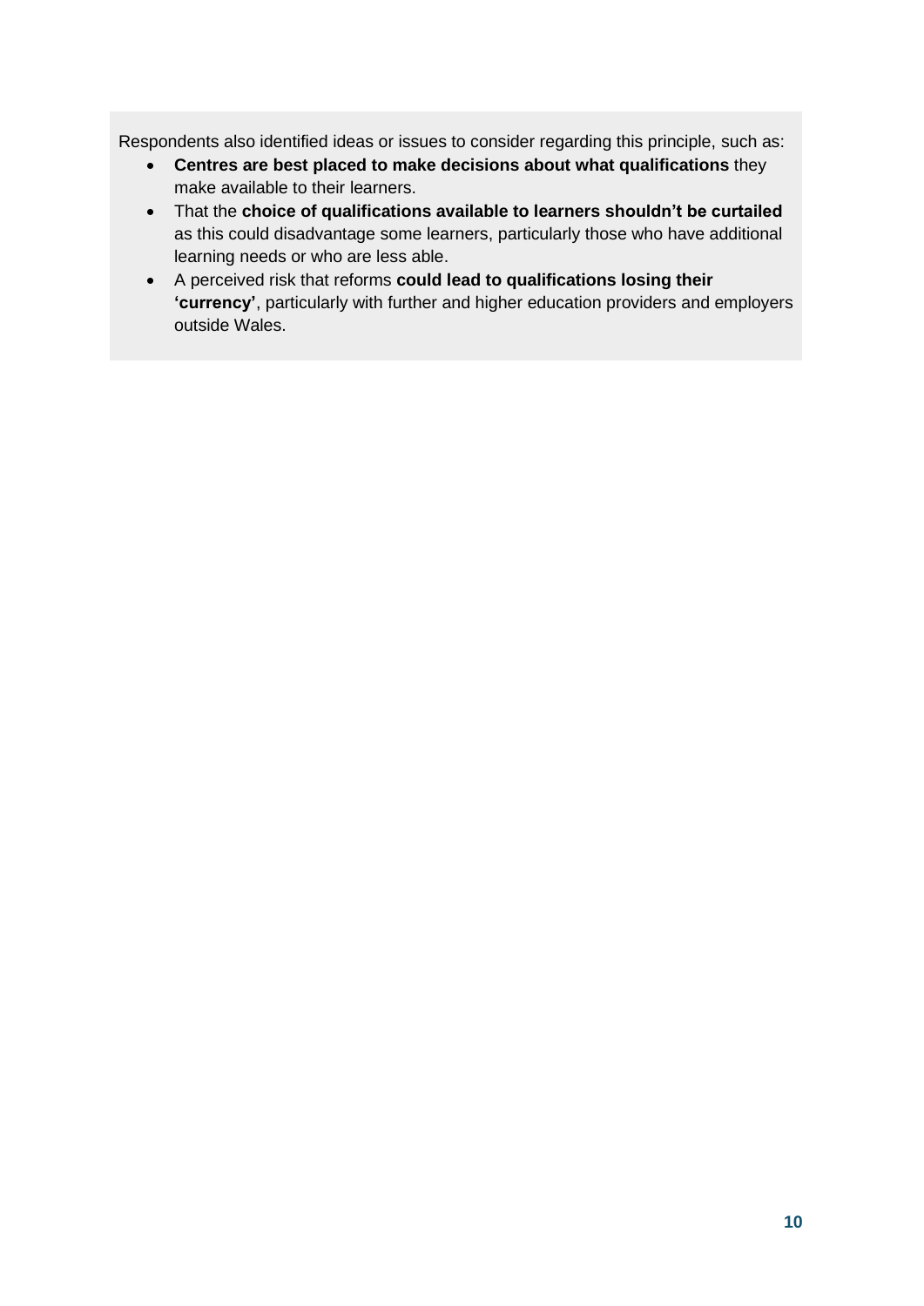Respondents also identified ideas or issues to consider regarding this principle, such as:

- **Centres are best placed to make decisions about what qualifications** they make available to their learners.
- That the **choice of qualifications available to learners shouldn't be curtailed** as this could disadvantage some learners, particularly those who have additional learning needs or who are less able.
- A perceived risk that reforms **could lead to qualifications losing their 'currency'**, particularly with further and higher education providers and employers outside Wales.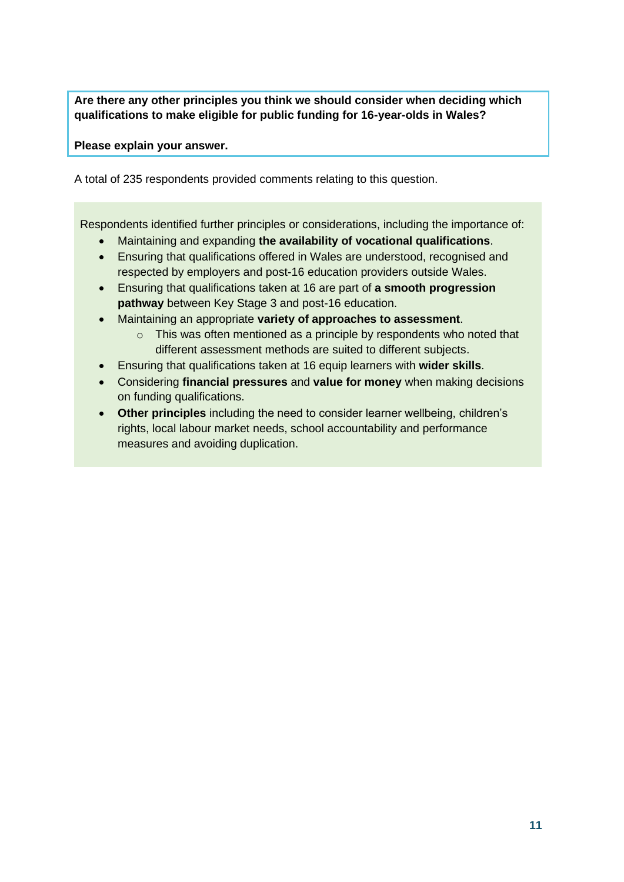**Are there any other principles you think we should consider when deciding which qualifications to make eligible for public funding for 16-year-olds in Wales?**

**Please explain your answer.**

A total of 235 respondents provided comments relating to this question.

Respondents identified further principles or considerations, including the importance of:

- Maintaining and expanding **the availability of vocational qualifications**.
- Ensuring that qualifications offered in Wales are understood, recognised and respected by employers and post-16 education providers outside Wales.
- Ensuring that qualifications taken at 16 are part of **a smooth progression pathway** between Key Stage 3 and post-16 education.
- Maintaining an appropriate **variety of approaches to assessment**.
    - This was often mentioned as a principle by respondents who noted that different assessment methods are suited to different subjects.
- Ensuring that qualifications taken at 16 equip learners with **wider skills**.
- Considering **financial pressures** and **value for money** when making decisions on funding qualifications.
- **Other principles** including the need to consider learner wellbeing, children's rights, local labour market needs, school accountability and performance measures and avoiding duplication.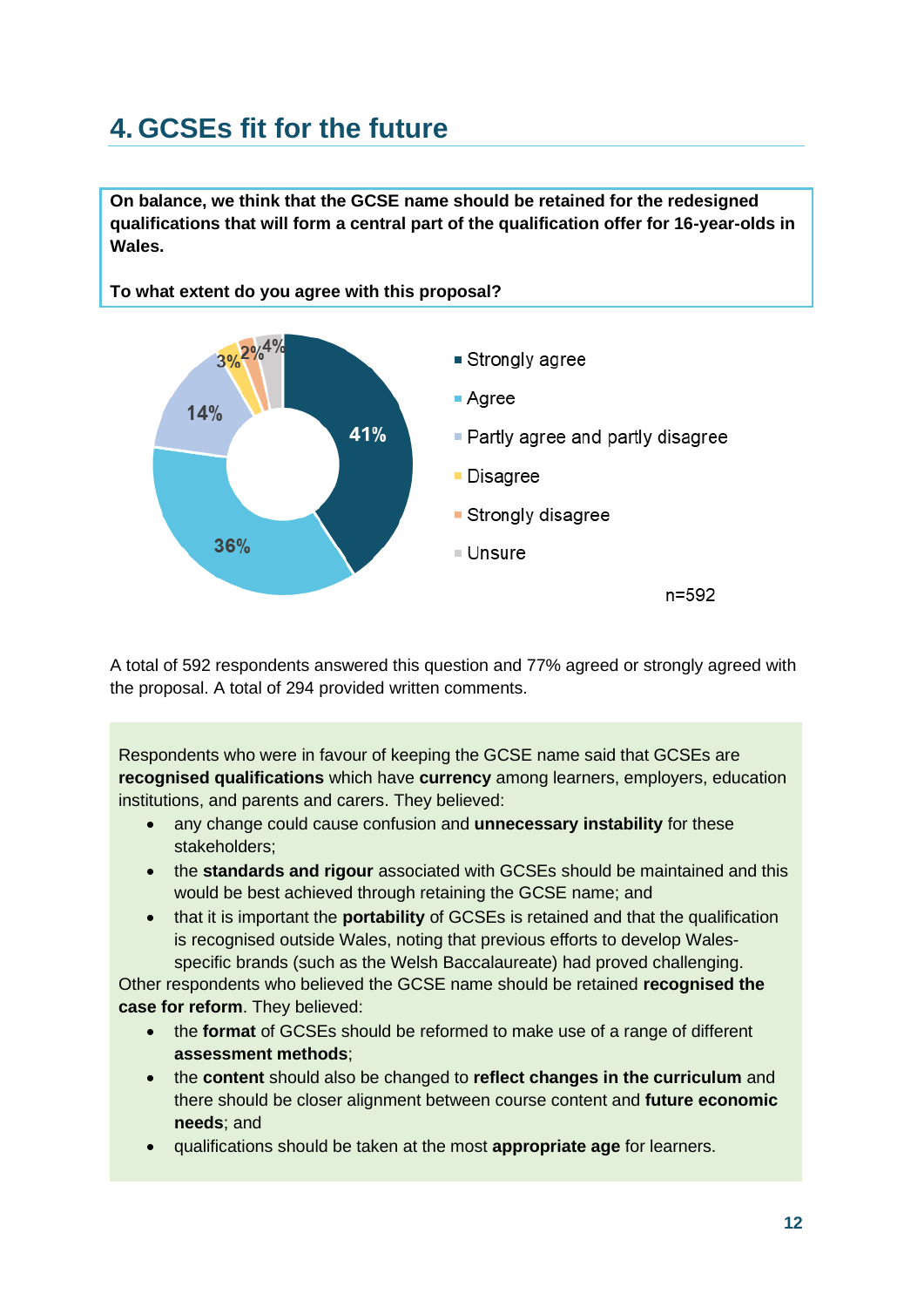# 4. GCSEs fit for the future

**On balance, we think that the GCSE name should be retained for the redesigned qualifications that will form a central part of the qualification offer for 16-year-olds in Wales.**

**To what extent do you agree with this proposal?**

| Response | Percentage |
|---|---|
| Strongly agree | 41% |
| Agree | 36% |
| Partly agree and partly disagree | 14% |
| Disagree | 3% |
| Strongly disagree | 2% |
| Unsure | 4% |

n=592

A total of 592 respondents answered this question and 77% agreed or strongly agreed with the proposal. A total of 294 provided written comments.

Respondents who were in favour of keeping the GCSE name said that GCSEs are **recognised qualifications** which have **currency** among learners, employers, education institutions, and parents and carers. They believed:

- any change could cause confusion and **unnecessary instability** for these stakeholders;
- the **standards and rigour** associated with GCSEs should be maintained and this would be best achieved through retaining the GCSE name; and
- that it is important the **portability** of GCSEs is retained and that the qualification is recognised outside Wales, noting that previous efforts to develop Wales-specific brands (such as the Welsh Baccalaureate) had proved challenging.

Other respondents who believed the GCSE name should be retained **recognised the case for reform**. They believed:

- the **format** of GCSEs should be reformed to make use of a range of different **assessment methods**;
- the **content** should also be changed to **reflect changes in the curriculum** and there should be closer alignment between course content and **future economic needs**; and
- qualifications should be taken at the most **appropriate age** for learners.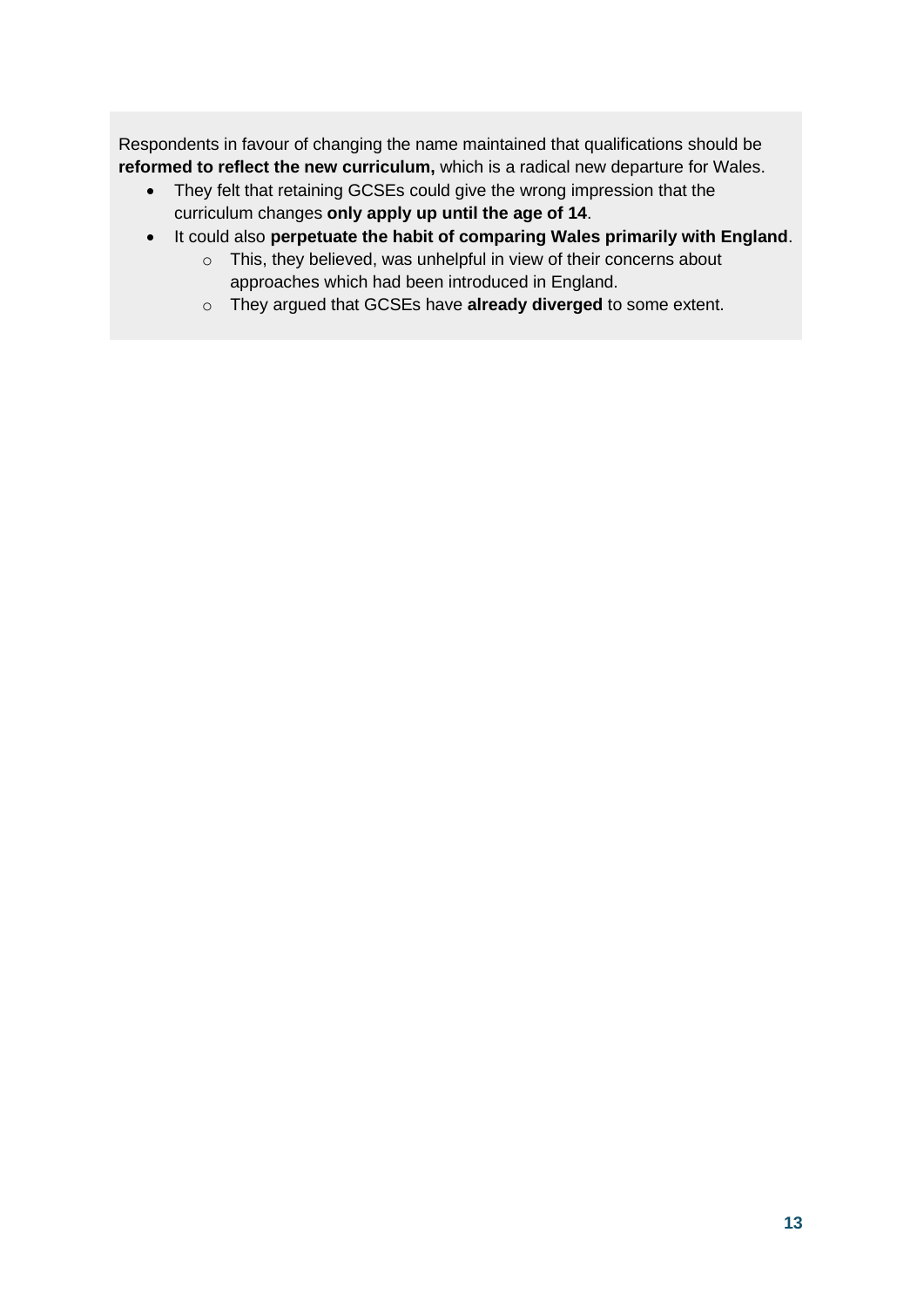Respondents in favour of changing the name maintained that qualifications should be **reformed to reflect the new curriculum,** which is a radical new departure for Wales.

- They felt that retaining GCSEs could give the wrong impression that the curriculum changes **only apply up until the age of 14**.
- It could also **perpetuate the habit of comparing Wales primarily with England**.
    - This, they believed, was unhelpful in view of their concerns about approaches which had been introduced in England.
    - They argued that GCSEs have **already diverged** to some extent.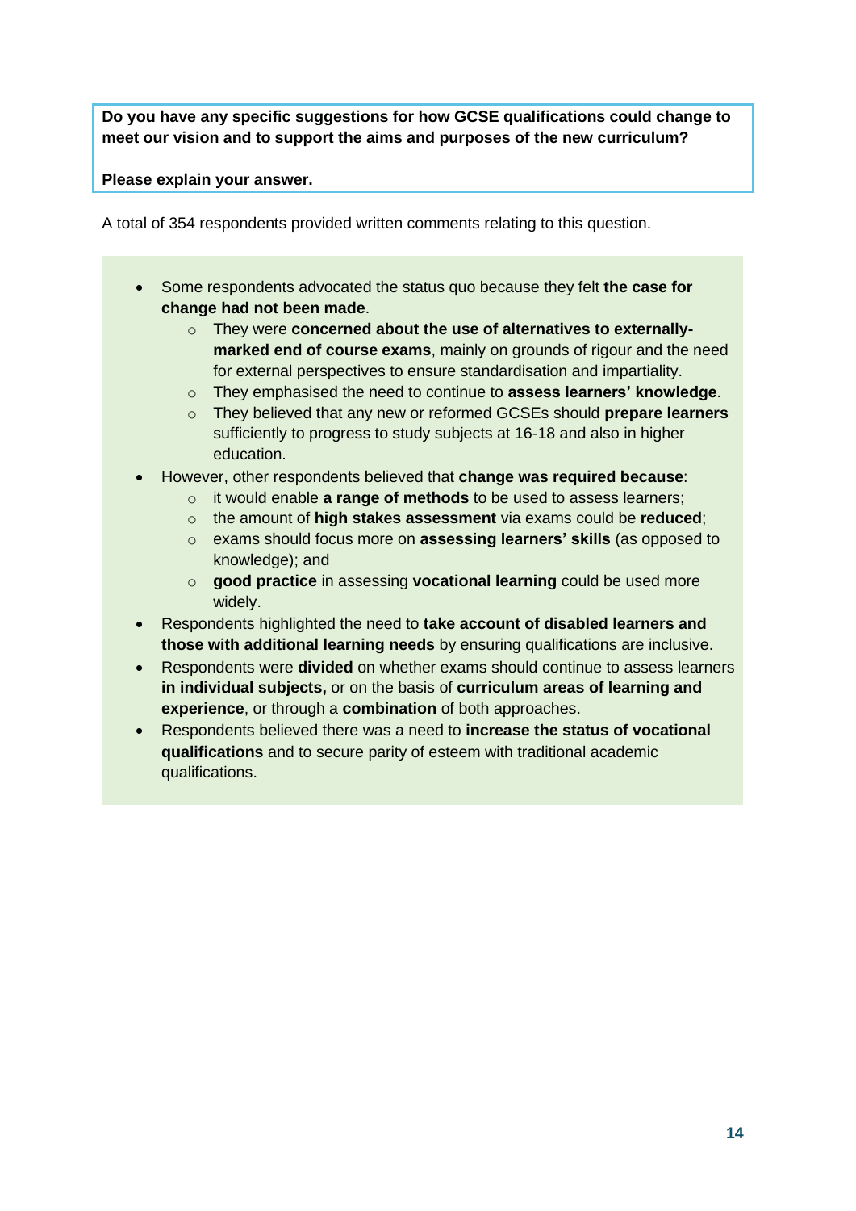**Do you have any specific suggestions for how GCSE qualifications could change to meet our vision and to support the aims and purposes of the new curriculum?**

**Please explain your answer.**

A total of 354 respondents provided written comments relating to this question.

- Some respondents advocated the status quo because they felt **the case for change had not been made**.
  - They were **concerned about the use of alternatives to externally-marked end of course exams**, mainly on grounds of rigour and the need for external perspectives to ensure standardisation and impartiality.
  - They emphasised the need to continue to **assess learners' knowledge**.
  - They believed that any new or reformed GCSEs should **prepare learners** sufficiently to progress to study subjects at 16-18 and also in higher education.
- However, other respondents believed that **change was required because**:
  - it would enable **a range of methods** to be used to assess learners;
  - the amount of **high stakes assessment** via exams could be **reduced**;
  - exams should focus more on **assessing learners' skills** (as opposed to knowledge); and
  - **good practice** in assessing **vocational learning** could be used more widely.
- Respondents highlighted the need to **take account of disabled learners and those with additional learning needs** by ensuring qualifications are inclusive.
- Respondents were **divided** on whether exams should continue to assess learners **in individual subjects,** or on the basis of **curriculum areas of learning and experience**, or through a **combination** of both approaches.
- Respondents believed there was a need to **increase the status of vocational qualifications** and to secure parity of esteem with traditional academic qualifications.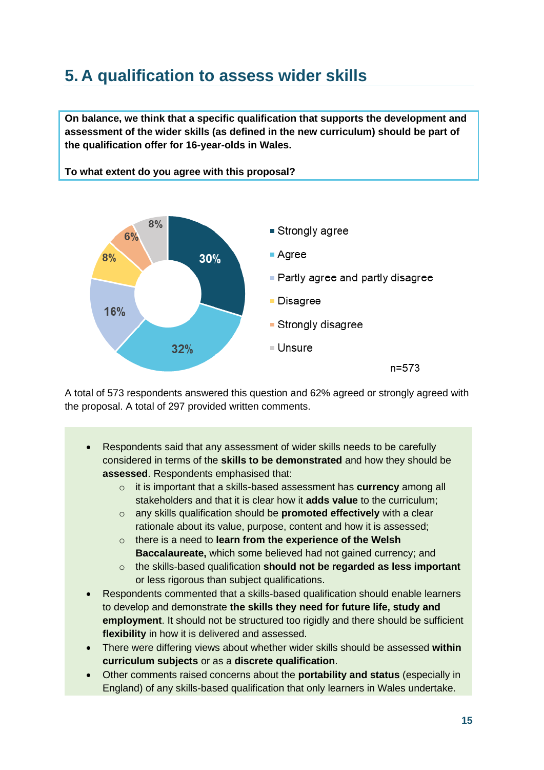## 5. A qualification to assess wider skills

**On balance, we think that a specific qualification that supports the development and assessment of the wider skills (as defined in the new curriculum) should be part of the qualification offer for 16-year-olds in Wales.**

**To what extent do you agree with this proposal?**

| Response | % |
|---|---|
| Strongly agree | 30% |
| Agree | 32% |
| Partly agree and partly disagree | 16% |
| Disagree | 8% |
| Strongly disagree | 6% |
| Unsure | 8% |

n=573

A total of 573 respondents answered this question and 62% agreed or strongly agreed with the proposal. A total of 297 provided written comments.

- Respondents said that any assessment of wider skills needs to be carefully considered in terms of the **skills to be demonstrated** and how they should be **assessed**. Respondents emphasised that:
    - it is important that a skills-based assessment has **currency** among all stakeholders and that it is clear how it **adds value** to the curriculum;
    - any skills qualification should be **promoted effectively** with a clear rationale about its value, purpose, content and how it is assessed;
    - there is a need to **learn from the experience of the Welsh Baccalaureate,** which some believed had not gained currency; and
    - the skills-based qualification **should not be regarded as less important** or less rigorous than subject qualifications.
- Respondents commented that a skills-based qualification should enable learners to develop and demonstrate **the skills they need for future life, study and employment**. It should not be structured too rigidly and there should be sufficient **flexibility** in how it is delivered and assessed.
- There were differing views about whether wider skills should be assessed **within curriculum subjects** or as a **discrete qualification**.
- Other comments raised concerns about the **portability and status** (especially in England) of any skills-based qualification that only learners in Wales undertake.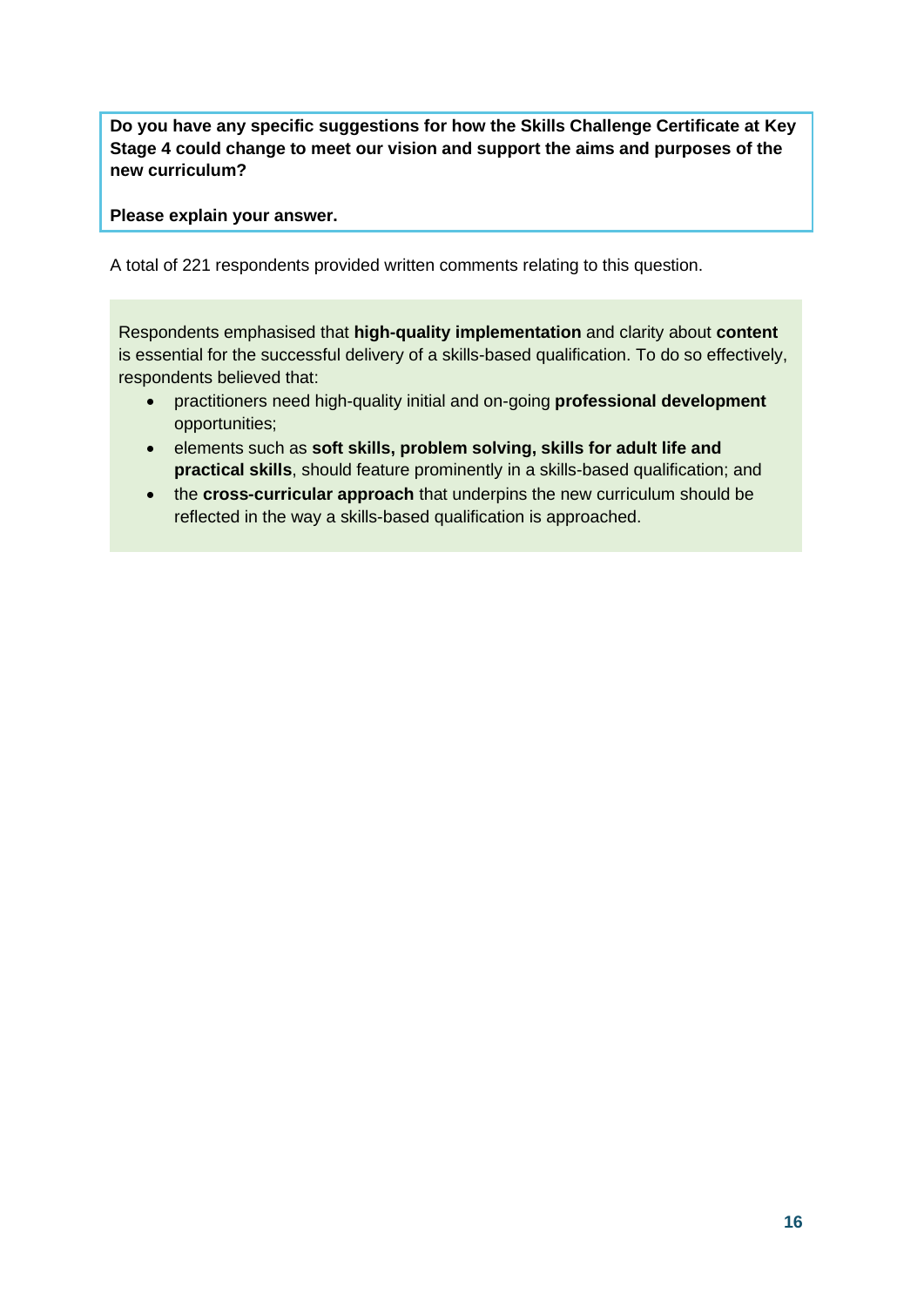**Do you have any specific suggestions for how the Skills Challenge Certificate at Key Stage 4 could change to meet our vision and support the aims and purposes of the new curriculum?**

**Please explain your answer.**

A total of 221 respondents provided written comments relating to this question.

Respondents emphasised that **high-quality implementation** and clarity about **content** is essential for the successful delivery of a skills-based qualification. To do so effectively, respondents believed that:

- practitioners need high-quality initial and on-going **professional development** opportunities;
- elements such as **soft skills, problem solving, skills for adult life and practical skills**, should feature prominently in a skills-based qualification; and
- the **cross-curricular approach** that underpins the new curriculum should be reflected in the way a skills-based qualification is approached.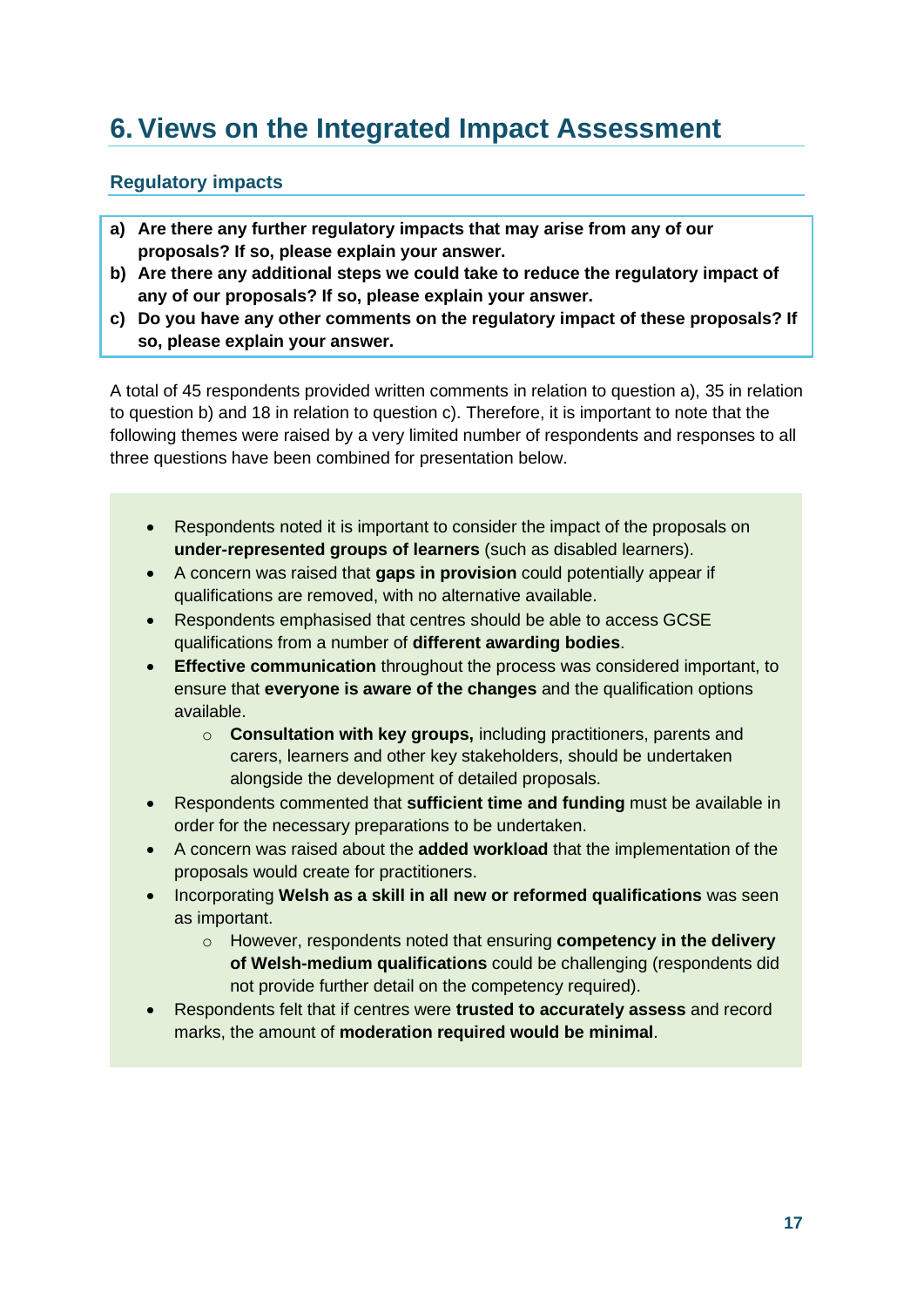# 6. Views on the Integrated Impact Assessment

## Regulatory impacts

**a) Are there any further regulatory impacts that may arise from any of our proposals? If so, please explain your answer.**
**b) Are there any additional steps we could take to reduce the regulatory impact of any of our proposals? If so, please explain your answer.**
**c) Do you have any other comments on the regulatory impact of these proposals? If so, please explain your answer.**

A total of 45 respondents provided written comments in relation to question a), 35 in relation to question b) and 18 in relation to question c). Therefore, it is important to note that the following themes were raised by a very limited number of respondents and responses to all three questions have been combined for presentation below.

- Respondents noted it is important to consider the impact of the proposals on **under-represented groups of learners** (such as disabled learners).
- A concern was raised that **gaps in provision** could potentially appear if qualifications are removed, with no alternative available.
- Respondents emphasised that centres should be able to access GCSE qualifications from a number of **different awarding bodies**.
- **Effective communication** throughout the process was considered important, to ensure that **everyone is aware of the changes** and the qualification options available.
    - **Consultation with key groups,** including practitioners, parents and carers, learners and other key stakeholders, should be undertaken alongside the development of detailed proposals.
- Respondents commented that **sufficient time and funding** must be available in order for the necessary preparations to be undertaken.
- A concern was raised about the **added workload** that the implementation of the proposals would create for practitioners.
- Incorporating **Welsh as a skill in all new or reformed qualifications** was seen as important.
    - However, respondents noted that ensuring **competency in the delivery of Welsh-medium qualifications** could be challenging (respondents did not provide further detail on the competency required).
- Respondents felt that if centres were **trusted to accurately assess** and record marks, the amount of **moderation required would be minimal**.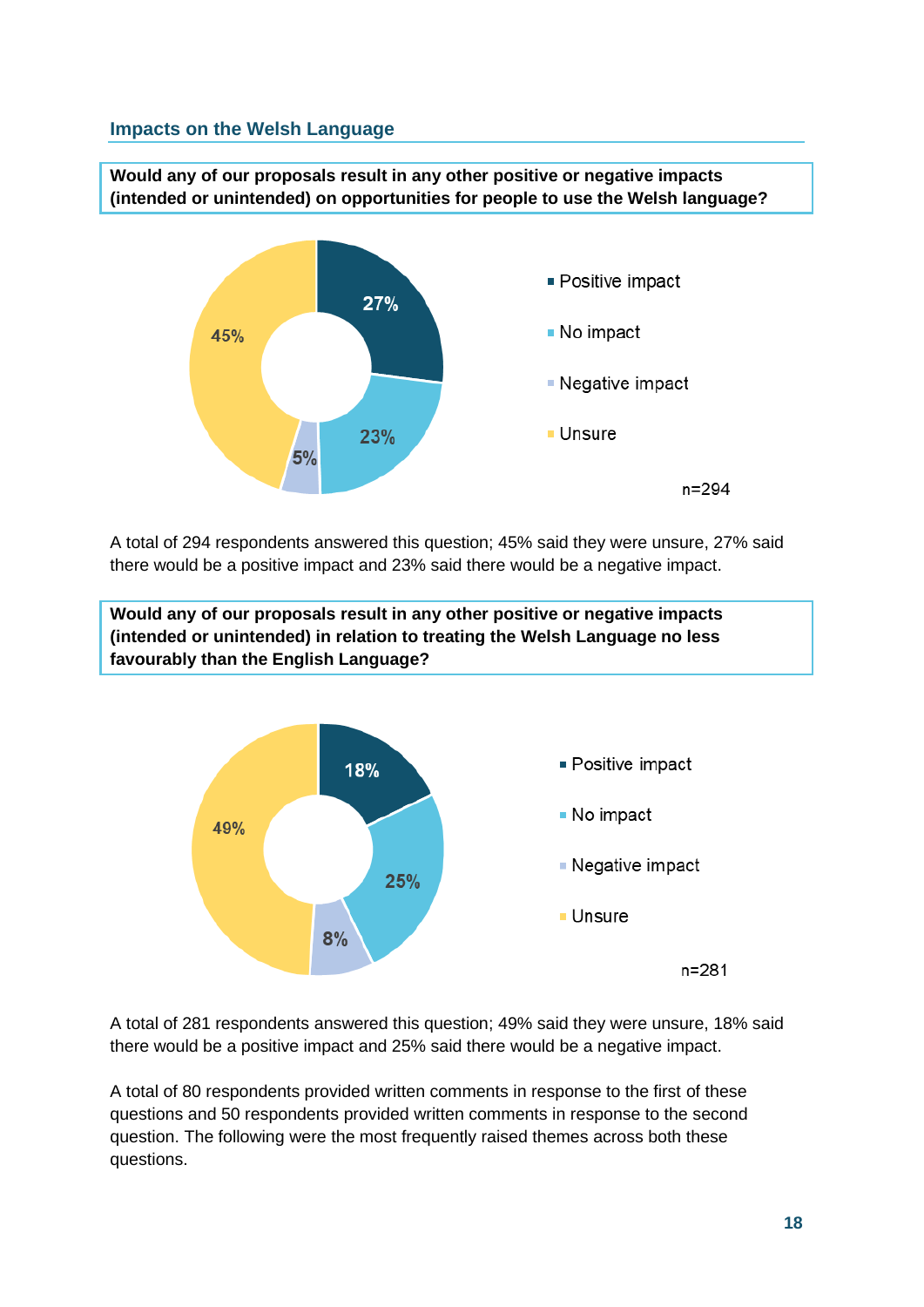## Impacts on the Welsh Language

**Would any of our proposals result in any other positive or negative impacts (intended or unintended) on opportunities for people to use the Welsh language?**

| Response | % |
|---|---|
| Positive impact | 27% |
| No impact | 23% |
| Negative impact | 5% |
| Unsure | 45% |

n=294

A total of 294 respondents answered this question; 45% said they were unsure, 27% said there would be a positive impact and 23% said there would be a negative impact.

**Would any of our proposals result in any other positive or negative impacts (intended or unintended) in relation to treating the Welsh Language no less favourably than the English Language?**

| Response | % |
|---|---|
| Positive impact | 18% |
| No impact | 25% |
| Negative impact | 8% |
| Unsure | 49% |

n=281

A total of 281 respondents answered this question; 49% said they were unsure, 18% said there would be a positive impact and 25% said there would be a negative impact.

A total of 80 respondents provided written comments in response to the first of these questions and 50 respondents provided written comments in response to the second question. The following were the most frequently raised themes across both these questions.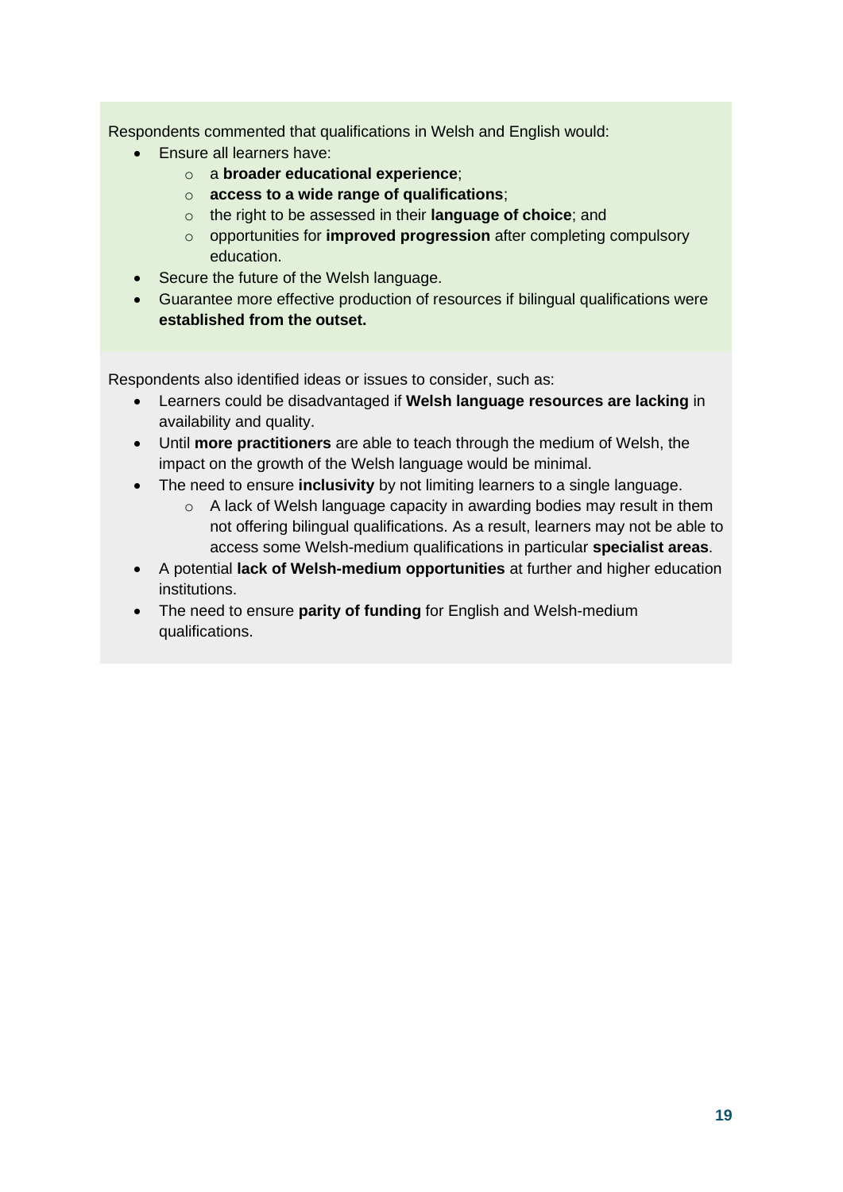Respondents commented that qualifications in Welsh and English would:

- Ensure all learners have:
    - a **broader educational experience**;
    - **access to a wide range of qualifications**;
    - the right to be assessed in their **language of choice**; and
    - opportunities for **improved progression** after completing compulsory education.
- Secure the future of the Welsh language.
- Guarantee more effective production of resources if bilingual qualifications were **established from the outset.**

Respondents also identified ideas or issues to consider, such as:

- Learners could be disadvantaged if **Welsh language resources are lacking** in availability and quality.
- Until **more practitioners** are able to teach through the medium of Welsh, the impact on the growth of the Welsh language would be minimal.
- The need to ensure **inclusivity** by not limiting learners to a single language.
    - A lack of Welsh language capacity in awarding bodies may result in them not offering bilingual qualifications. As a result, learners may not be able to access some Welsh-medium qualifications in particular **specialist areas**.
- A potential **lack of Welsh-medium opportunities** at further and higher education institutions.
- The need to ensure **parity of funding** for English and Welsh-medium qualifications.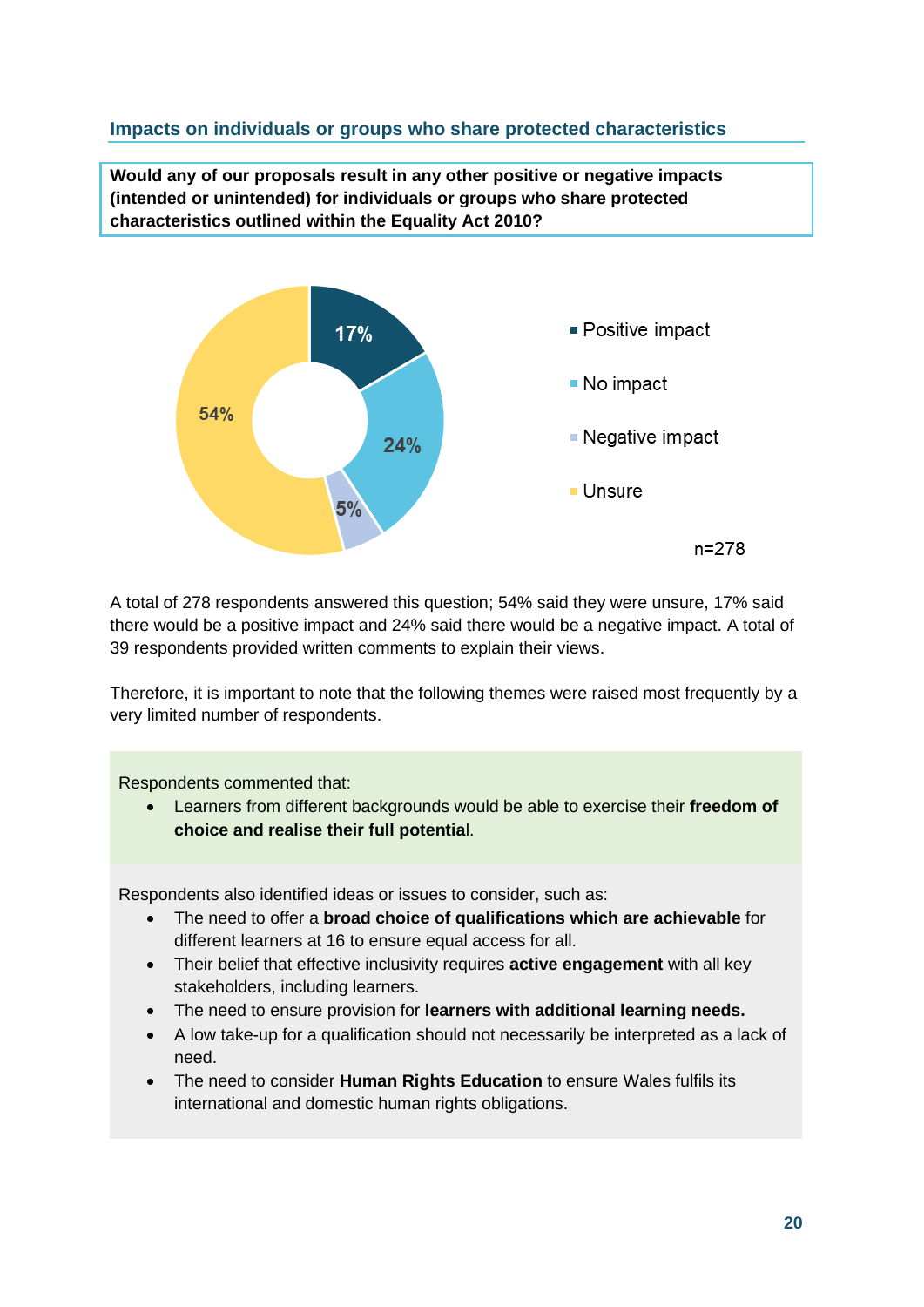## Impacts on individuals or groups who share protected characteristics

**Would any of our proposals result in any other positive or negative impacts (intended or unintended) for individuals or groups who share protected characteristics outlined within the Equality Act 2010?**

| Response | Percentage |
|---|---|
| Positive impact | 17% |
| No impact | 24% |
| Negative impact | 5% |
| Unsure | 54% |

n=278

A total of 278 respondents answered this question; 54% said they were unsure, 17% said there would be a positive impact and 24% said there would be a negative impact. A total of 39 respondents provided written comments to explain their views.

Therefore, it is important to note that the following themes were raised most frequently by a very limited number of respondents.

Respondents commented that:

- Learners from different backgrounds would be able to exercise their **freedom of choice and realise their full potentia**l.

Respondents also identified ideas or issues to consider, such as:

- The need to offer a **broad choice of qualifications which are achievable** for different learners at 16 to ensure equal access for all.
- Their belief that effective inclusivity requires **active engagement** with all key stakeholders, including learners.
- The need to ensure provision for **learners with additional learning needs.**
- A low take-up for a qualification should not necessarily be interpreted as a lack of need.
- The need to consider **Human Rights Education** to ensure Wales fulfils its international and domestic human rights obligations.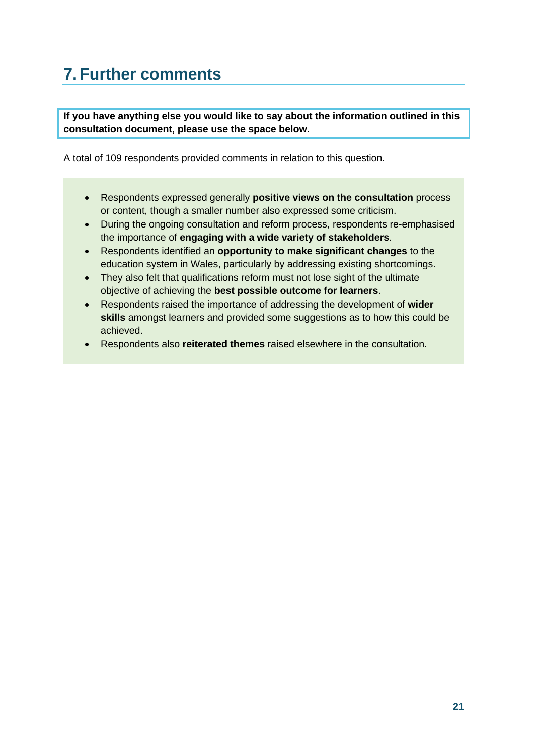# 7. Further comments

**If you have anything else you would like to say about the information outlined in this consultation document, please use the space below.**

A total of 109 respondents provided comments in relation to this question.

- Respondents expressed generally **positive views on the consultation** process or content, though a smaller number also expressed some criticism.
- During the ongoing consultation and reform process, respondents re-emphasised the importance of **engaging with a wide variety of stakeholders**.
- Respondents identified an **opportunity to make significant changes** to the education system in Wales, particularly by addressing existing shortcomings.
- They also felt that qualifications reform must not lose sight of the ultimate objective of achieving the **best possible outcome for learners**.
- Respondents raised the importance of addressing the development of **wider skills** amongst learners and provided some suggestions as to how this could be achieved.
- Respondents also **reiterated themes** raised elsewhere in the consultation.